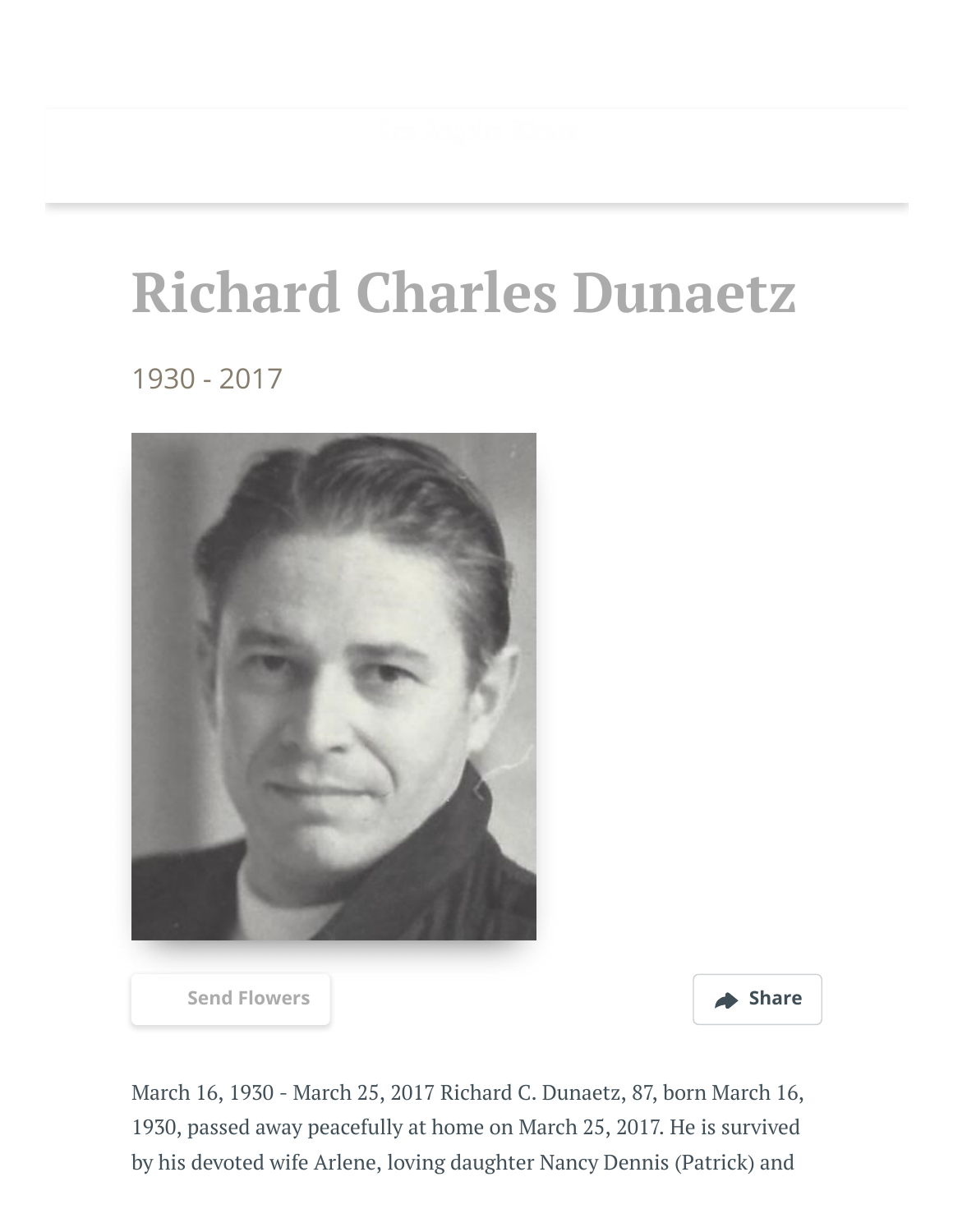# Richard Charles Dunaetz

1930 - 2017

Send Flowers

Share

March 16, 1930 - March 25, 2017 Richard C. Dunaetz, 87, born March 16, 1930, passed away peacefully at home on March 25, 2017. He is survived by his devoted wife Arlene, loving daughter Nancy Dennis (Patrick) and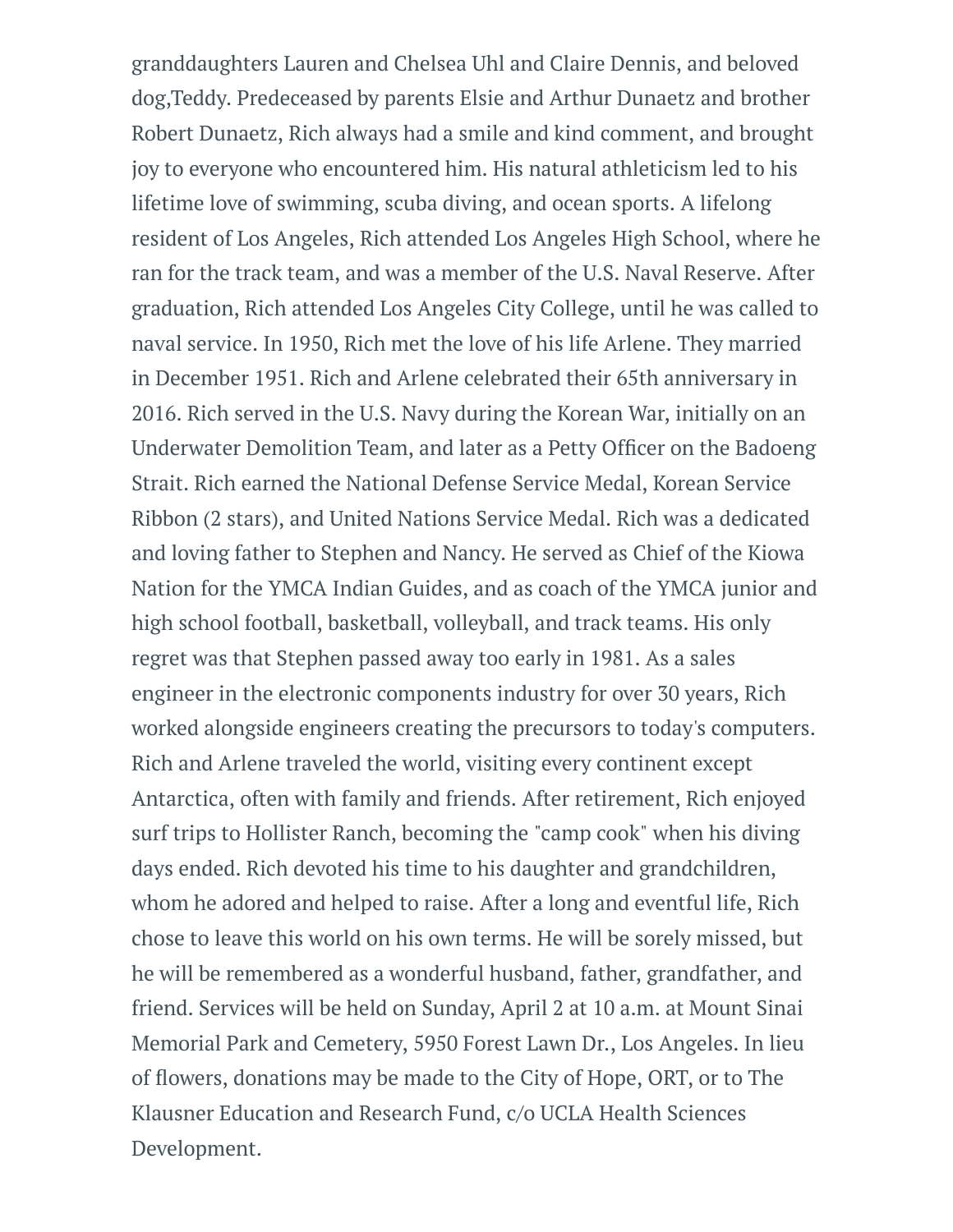granddaughters Lauren and Chelsea Uhl and Claire Dennis, and beloved dog,Teddy. Predeceased by parents Elsie and Arthur Dunaetz and brother Robert Dunaetz, Rich always had a smile and kind comment, and brought joy to everyone who encountered him. His natural athleticism led to his lifetime love of swimming, scuba diving, and ocean sports. A lifelong resident of Los Angeles, Rich attended Los Angeles High School, where he ran for the track team, and was a member of the U.S. Naval Reserve. After graduation, Rich attended Los Angeles City College, until he was called to naval service. In 1950, Rich met the love of his life Arlene. They married in December 1951. Rich and Arlene celebrated their 65th anniversary in 2016. Rich served in the U.S. Navy during the Korean War, initially on an Underwater Demolition Team, and later as a Petty Officer on the Badoeng Strait. Rich earned the National Defense Service Medal, Korean Service Ribbon (2 stars), and United Nations Service Medal. Rich was a dedicated and loving father to Stephen and Nancy. He served as Chief of the Kiowa Nation for the YMCA Indian Guides, and as coach of the YMCA junior and high school football, basketball, volleyball, and track teams. His only regret was that Stephen passed away too early in 1981. As a sales engineer in the electronic components industry for over 30 years, Rich worked alongside engineers creating the precursors to today's computers. Rich and Arlene traveled the world, visiting every continent except Antarctica, often with family and friends. After retirement, Rich enjoyed surf trips to Hollister Ranch, becoming the "camp cook" when his diving days ended. Rich devoted his time to his daughter and grandchildren, whom he adored and helped to raise. After a long and eventful life, Rich chose to leave this world on his own terms. He will be sorely missed, but he will be remembered as a wonderful husband, father, grandfather, and friend. Services will be held on Sunday, April 2 at 10 a.m. at Mount Sinai Memorial Park and Cemetery, 5950 Forest Lawn Dr., Los Angeles. In lieu of flowers, donations may be made to the City of Hope, ORT, or to The Klausner Education and Research Fund, c/o UCLA Health Sciences Development.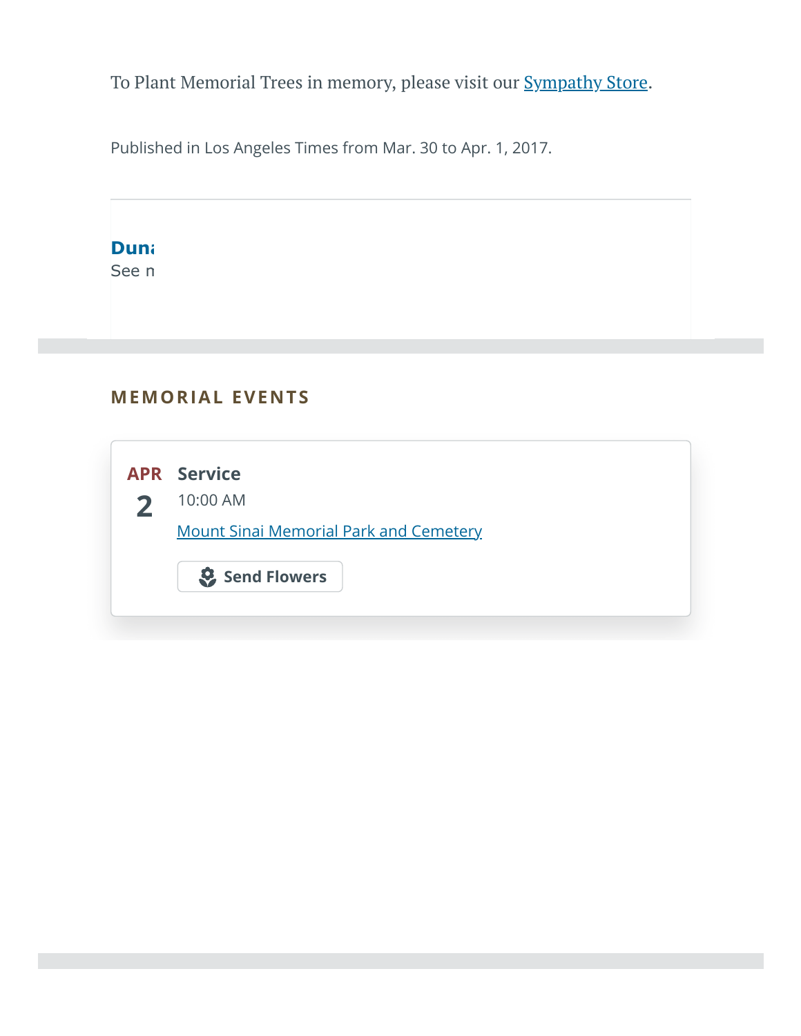To Plant Memorial Trees in memory, please visit our Sympathy Store.

Published in Los Angeles Times from Mar. 30 to Apr. 1, 2017.

**Duna**
See n

## MEMORIAL EVENTS

**APR 2**

**Service**

10:00 AM

Mount Sinai Memorial Park and Cemetery

Send Flowers